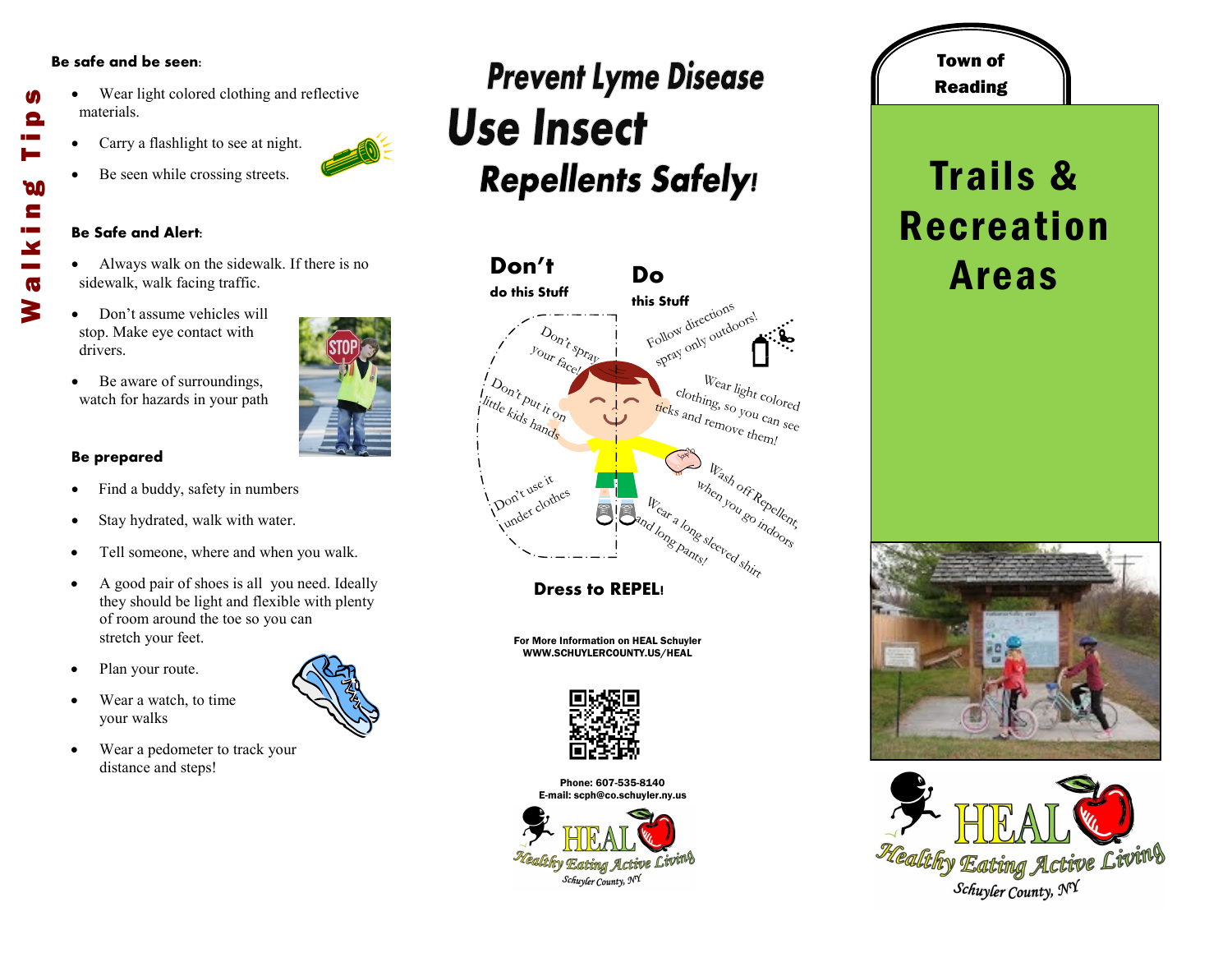# Walking Tips

**Be safe and be seen:**

- Wear light colored clothing and reflective materials.
- Carry a flashlight to see at night.
- Be seen while crossing streets.

**Be Safe and Alert:**

- Always walk on the sidewalk. If there is no sidewalk, walk facing traffic.
- Don't assume vehicles will stop. Make eye contact with drivers.
- Be aware of surroundings, watch for hazards in your path

**Be prepared**

- Find a buddy, safety in numbers
- Stay hydrated, walk with water.
- Tell someone, where and when you walk.
- A good pair of shoes is all you need. Ideally they should be light and flexible with plenty of room around the toe so you can stretch your feet.
- Plan your route.
- Wear a watch, to time your walks
- Wear a pedometer to track your distance and steps!

# Prevent Lyme Disease Use Insect Repellents Safely!

**Don't** do this Stuff

- Don't spray your face!
- Don't put it on little kids hands
- Don't use it under clothes

**Do** this Stuff

- Follow directions spray only outdoors!
- Wear light colored clothing, so you can see ticks and remove them!
- Wash off Repellent, when you go indoors
- Wear a long sleeved shirt and long pants!

**Dress to REPEL!**

For More Information on HEAL Schuyler
WWW.SCHUYLERCOUNTY.US/HEAL

Phone: 607-535-8140
E-mail: scph@co.schuyler.ny.us

HEAL Healthy Eating Active Living Schuyler County, NY

Town of Reading

# Trails & Recreation Areas

HEAL Healthy Eating Active Living Schuyler County, NY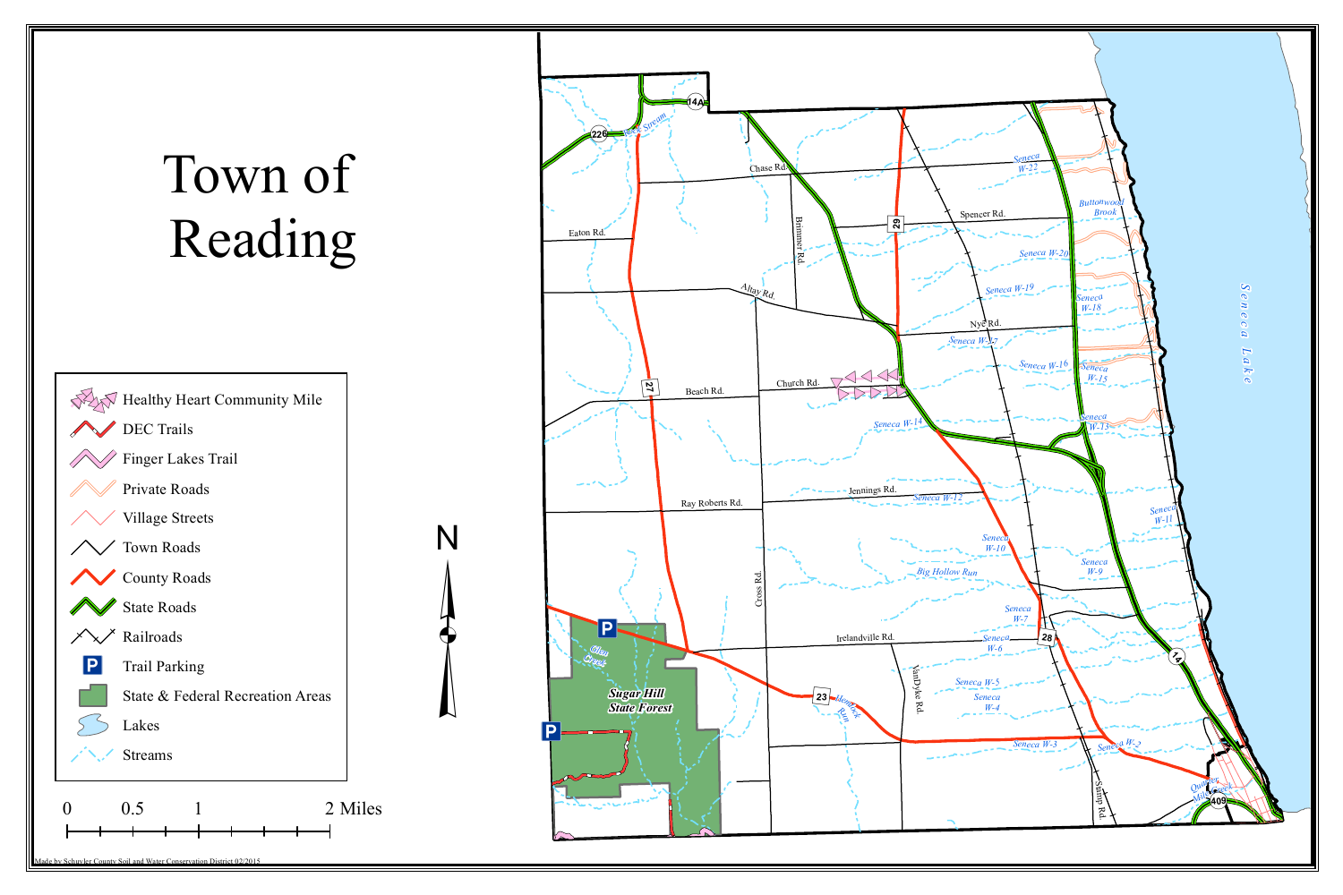# Town of Reading

- Healthy Heart Community Mile
- DEC Trails
- Finger Lakes Trail
- Private Roads
- Village Streets
- Town Roads
- County Roads
- State Roads
- Railroads
- Trail Parking
- State & Federal Recreation Areas
- Lakes
- Streams

0 0.5 1 2 Miles

N

Chase Rd.
Eaton Rd.
Altay Rd.
Brimmer Rd.
Spencer Rd.
Nye Rd.
Beach Rd.
Church Rd.
Jennings Rd.
Ray Roberts Rd.
Cross Rd.
Irelandville Rd.
VanDyke Rd.
Stamp Rd.

226
14A
29
27
23
28
14
409

Rock Stream
Seneca W-22
Buttonwood Brook
Seneca W-20
Seneca W-19
Seneca W-18
Seneca W-17
Seneca W-16
Seneca W-15
Seneca W-14
Seneca W-13
Seneca W-12
Seneca W-11
Seneca W-10
Seneca W-9
Big Hollow Run
Seneca W-7
Seneca W-6
Seneca W-5
Seneca W-4
Seneca W-3
Seneca W-2
Hemlock Run
Glen Creek
Quarter Mile Creek

Seneca Lake

Sugar Hill State Forest

Made by Schuyler County Soil and Water Conservation District 02/2015